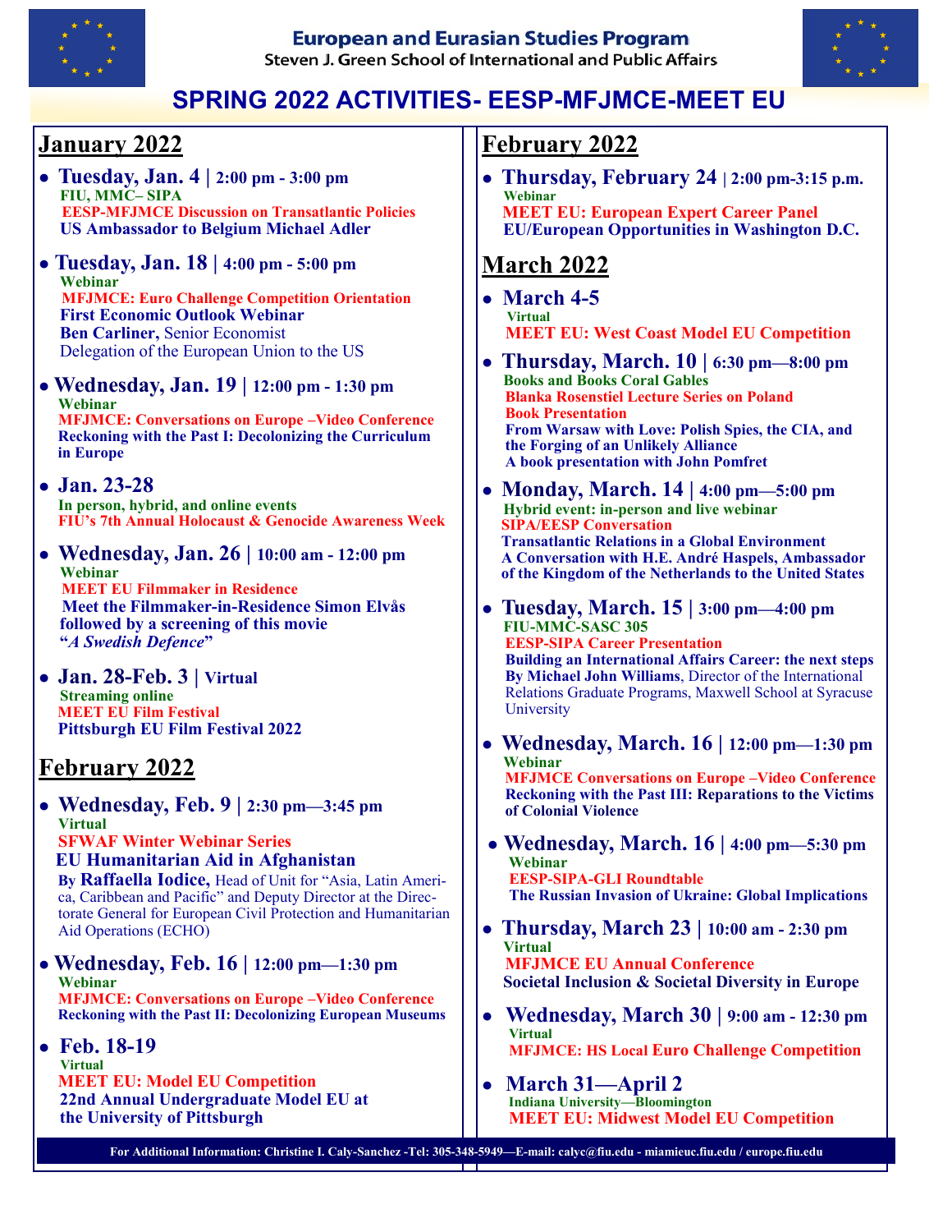**European and Eurasian Studies Program**
Steven J. Green School of International and Public Affairs

# SPRING 2022 ACTIVITIES- EESP-MFJMCE-MEET EU

## January 2022

- **Tuesday, Jan. 4 | 2:00 pm - 3:00 pm**
  FIU, MMC– SIPA
  EESP-MFJMCE Discussion on Transatlantic Policies
  US Ambassador to Belgium Michael Adler

- **Tuesday, Jan. 18 | 4:00 pm - 5:00 pm**
  Webinar
  MFJMCE: Euro Challenge Competition Orientation
  First Economic Outlook Webinar
  **Ben Carliner,** Senior Economist
  Delegation of the European Union to the US

- **Wednesday, Jan. 19 | 12:00 pm - 1:30 pm**
  Webinar
  MFJMCE: Conversations on Europe –Video Conference
  Reckoning with the Past I: Decolonizing the Curriculum in Europe

- **Jan. 23-28**
  In person, hybrid, and online events
  FIU's 7th Annual Holocaust & Genocide Awareness Week

- **Wednesday, Jan. 26 | 10:00 am - 12:00 pm**
  Webinar
  MEET EU Filmmaker in Residence
  Meet the Filmmaker-in-Residence Simon Elvås followed by a screening of this movie "*A Swedish Defence*"

- **Jan. 28-Feb. 3 | Virtual**
  Streaming online
  MEET EU Film Festival
  Pittsburgh EU Film Festival 2022

## February 2022

- **Wednesday, Feb. 9 | 2:30 pm—3:45 pm**
  Virtual
  SFWAF Winter Webinar Series
  **EU Humanitarian Aid in Afghanistan**
  By **Raffaella Iodice,** Head of Unit for "Asia, Latin America, Caribbean and Pacific" and Deputy Director at the Directorate General for European Civil Protection and Humanitarian Aid Operations (ECHO)

- **Wednesday, Feb. 16 | 12:00 pm—1:30 pm**
  Webinar
  MFJMCE: Conversations on Europe –Video Conference
  Reckoning with the Past II: Decolonizing European Museums

- **Feb. 18-19**
  Virtual
  MEET EU: Model EU Competition
  22nd Annual Undergraduate Model EU at the University of Pittsburgh

- **Thursday, February 24 | 2:00 pm-3:15 p.m.**
  Webinar
  MEET EU: European Expert Career Panel
  EU/European Opportunities in Washington D.C.

## March 2022

- **March 4-5**
  Virtual
  MEET EU: West Coast Model EU Competition

- **Thursday, March. 10 | 6:30 pm—8:00 pm**
  Books and Books Coral Gables
  Blanka Rosenstiel Lecture Series on Poland
  Book Presentation
  From Warsaw with Love: Polish Spies, the CIA, and the Forging of an Unlikely Alliance
  A book presentation with John Pomfret

- **Monday, March. 14 | 4:00 pm—5:00 pm**
  Hybrid event: in-person and live webinar
  SIPA/EESP Conversation
  Transatlantic Relations in a Global Environment
  A Conversation with H.E. André Haspels, Ambassador of the Kingdom of the Netherlands to the United States

- **Tuesday, March. 15 | 3:00 pm—4:00 pm**
  FIU-MMC-SASC 305
  EESP-SIPA Career Presentation
  Building an International Affairs Career: the next steps
  **By Michael John Williams**, Director of the International Relations Graduate Programs, Maxwell School at Syracuse University

- **Wednesday, March. 16 | 12:00 pm—1:30 pm**
  Webinar
  MFJMCE Conversations on Europe –Video Conference
  Reckoning with the Past III: Reparations to the Victims of Colonial Violence

- **Wednesday, March. 16 | 4:00 pm—5:30 pm**
  Webinar
  EESP-SIPA-GLI Roundtable
  The Russian Invasion of Ukraine: Global Implications

- **Thursday, March 23 | 10:00 am - 2:30 pm**
  Virtual
  MFJMCE EU Annual Conference
  Societal Inclusion & Societal Diversity in Europe

- **Wednesday, March 30 | 9:00 am - 12:30 pm**
  Virtual
  MFJMCE: HS Local Euro Challenge Competition

- **March 31—April 2**
  Indiana University—Bloomington
  MEET EU: Midwest Model EU Competition

For Additional Information: Christine I. Caly-Sanchez -Tel: 305-348-5949—E-mail: calyc@fiu.edu - miamieuc.fiu.edu / europe.fiu.edu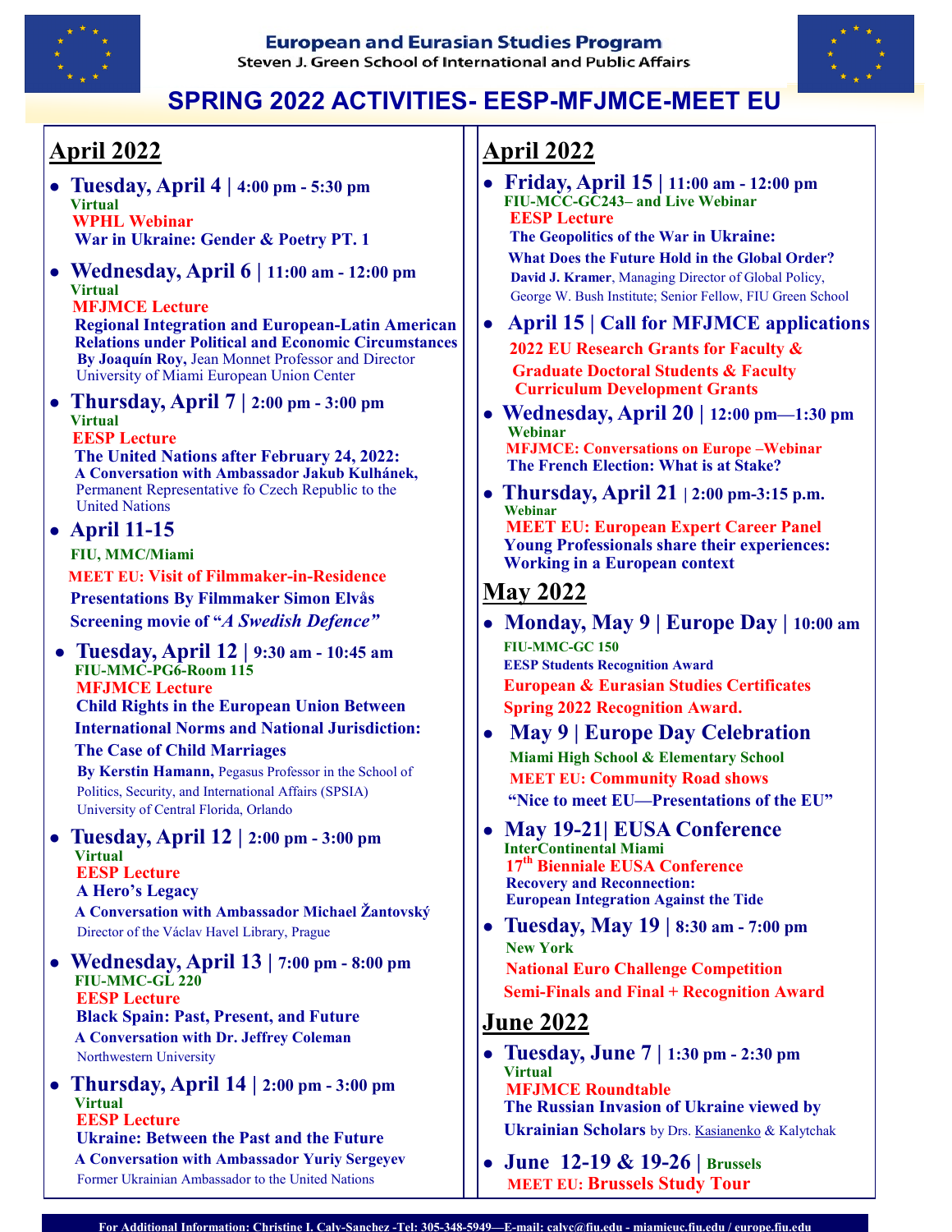**European and Eurasian Studies Program**
Steven J. Green School of International and Public Affairs

# SPRING 2022 ACTIVITIES- EESP-MFJMCE-MEET EU

## April 2022

- **Tuesday, April 4 | 4:00 pm - 5:30 pm**
  Virtual
  WPHL Webinar
  **War in Ukraine: Gender & Poetry PT. 1**

- **Wednesday, April 6 | 11:00 am - 12:00 pm**
  Virtual
  MFJMCE Lecture
  **Regional Integration and European-Latin American Relations under Political and Economic Circumstances**
  **By Joaquín Roy,** Jean Monnet Professor and Director University of Miami European Union Center

- **Thursday, April 7 | 2:00 pm - 3:00 pm**
  Virtual
  EESP Lecture
  **The United Nations after February 24, 2022:**
  **A Conversation with Ambassador Jakub Kulhánek,** Permanent Representative fo Czech Republic to the United Nations

- **April 11-15**
  FIU, MMC/Miami
  MEET EU: Visit of Filmmaker-in-Residence
  **Presentations By Filmmaker Simon Elvås**
  **Screening movie of "*A Swedish Defence*"**

- **Tuesday, April 12 | 9:30 am - 10:45 am**
  FIU-MMC-PG6-Room 115
  MFJMCE Lecture
  **Child Rights in the European Union Between International Norms and National Jurisdiction: The Case of Child Marriages**
  **By Kerstin Hamann,** Pegasus Professor in the School of Politics, Security, and International Affairs (SPSIA) University of Central Florida, Orlando

- **Tuesday, April 12 | 2:00 pm - 3:00 pm**
  Virtual
  EESP Lecture
  **A Hero's Legacy**
  **A Conversation with Ambassador Michael Žantovský**
  Director of the Václav Havel Library, Prague

- **Wednesday, April 13 | 7:00 pm - 8:00 pm**
  FIU-MMC-GL 220
  EESP Lecture
  **Black Spain: Past, Present, and Future**
  **A Conversation with Dr. Jeffrey Coleman**
  Northwestern University

- **Thursday, April 14 | 2:00 pm - 3:00 pm**
  Virtual
  EESP Lecture
  **Ukraine: Between the Past and the Future**
  **A Conversation with Ambassador Yuriy Sergeyev**
  Former Ukrainian Ambassador to the United Nations

## April 2022

- **Friday, April 15 | 11:00 am - 12:00 pm**
  FIU-MCC-GC243– and Live Webinar
  EESP Lecture
  **The Geopolitics of the War in Ukraine: What Does the Future Hold in the Global Order?**
  **David J. Kramer**, Managing Director of Global Policy, George W. Bush Institute; Senior Fellow, FIU Green School

- **April 15 | Call for MFJMCE applications**
  2022 EU Research Grants for Faculty & Graduate Doctoral Students & Faculty Curriculum Development Grants

- **Wednesday, April 20 | 12:00 pm—1:30 pm**
  Webinar
  MFJMCE: Conversations on Europe –Webinar
  **The French Election: What is at Stake?**

- **Thursday, April 21 | 2:00 pm-3:15 p.m.**
  Webinar
  MEET EU: European Expert Career Panel
  **Young Professionals share their experiences: Working in a European context**

## May 2022

- **Monday, May 9 | Europe Day | 10:00 am**
  FIU-MMC-GC 150
  **EESP Students Recognition Award**
  European & Eurasian Studies Certificates
  Spring 2022 Recognition Award.

- **May 9 | Europe Day Celebration**
  Miami High School & Elementary School
  MEET EU: Community Road shows
  **"Nice to meet EU—Presentations of the EU"**

- **May 19-21| EUSA Conference**
  InterContinental Miami
  17th Bienniale EUSA Conference
  **Recovery and Reconnection: European Integration Against the Tide**

- **Tuesday, May 19 | 8:30 am - 7:00 pm**
  New York
  National Euro Challenge Competition
  Semi-Finals and Final + Recognition Award

## June 2022

- **Tuesday, June 7 | 1:30 pm - 2:30 pm**
  Virtual
  MFJMCE Roundtable
  **The Russian Invasion of Ukraine viewed by Ukrainian Scholars** by Drs. Kasianenko & Kalytchak

- **June 12-19 & 19-26 | Brussels**
  MEET EU: Brussels Study Tour

For Additional Information: Christine I. Caly-Sanchez -Tel: 305-348-5949—E-mail: calyc@fiu.edu - miamieuc.fiu.edu / europe.fiu.edu